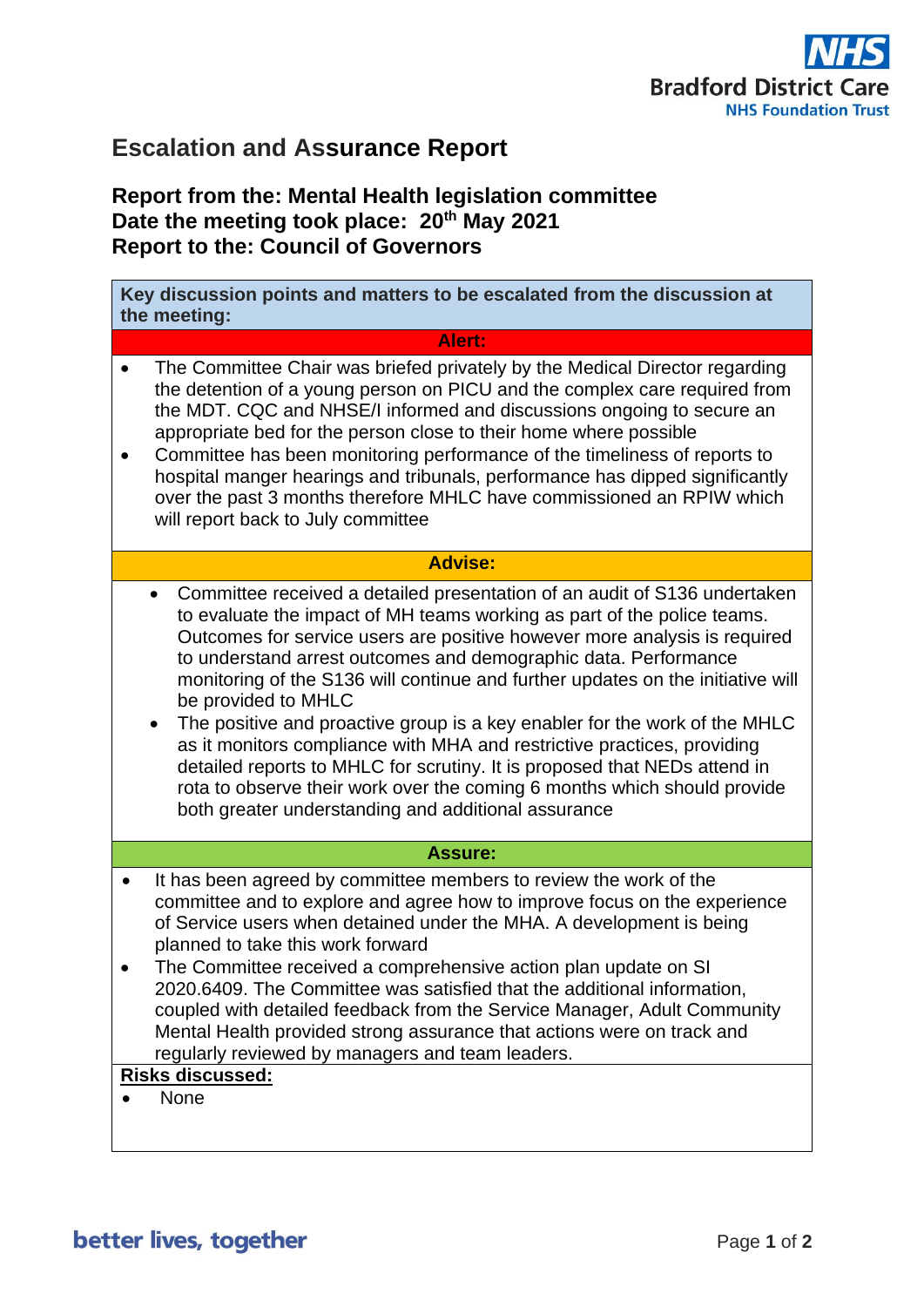# Escalation and Assurance Report

**Report from the: Mental Health legislation committee**
**Date the meeting took place: 20th May 2021**
**Report to the: Council of Governors**

**Key discussion points and matters to be escalated from the discussion at the meeting:**

**Alert:**

- The Committee Chair was briefed privately by the Medical Director regarding the detention of a young person on PICU and the complex care required from the MDT. CQC and NHSE/I informed and discussions ongoing to secure an appropriate bed for the person close to their home where possible
- Committee has been monitoring performance of the timeliness of reports to hospital manger hearings and tribunals, performance has dipped significantly over the past 3 months therefore MHLC have commissioned an RPIW which will report back to July committee

**Advise:**

- Committee received a detailed presentation of an audit of S136 undertaken to evaluate the impact of MH teams working as part of the police teams. Outcomes for service users are positive however more analysis is required to understand arrest outcomes and demographic data. Performance monitoring of the S136 will continue and further updates on the initiative will be provided to MHLC
- The positive and proactive group is a key enabler for the work of the MHLC as it monitors compliance with MHA and restrictive practices, providing detailed reports to MHLC for scrutiny. It is proposed that NEDs attend in rota to observe their work over the coming 6 months which should provide both greater understanding and additional assurance

**Assure:**

- It has been agreed by committee members to review the work of the committee and to explore and agree how to improve focus on the experience of Service users when detained under the MHA. A development is being planned to take this work forward
- The Committee received a comprehensive action plan update on SI 2020.6409. The Committee was satisfied that the additional information, coupled with detailed feedback from the Service Manager, Adult Community Mental Health provided strong assurance that actions were on track and regularly reviewed by managers and team leaders.

**Risks discussed:**

- None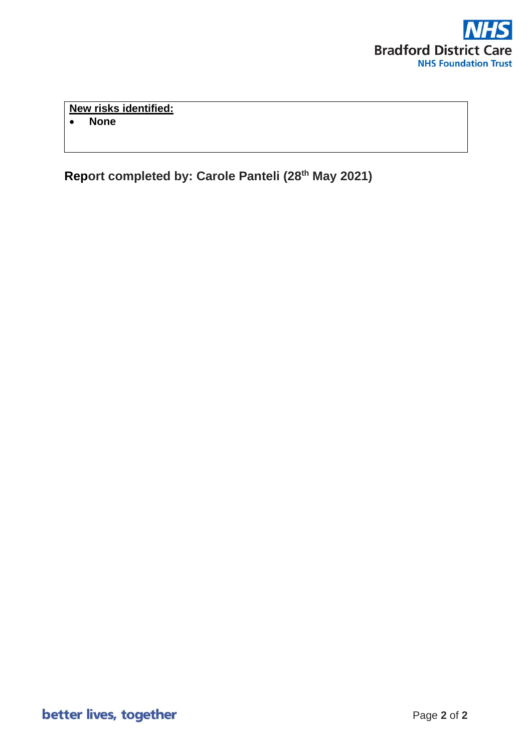**New risks identified:**

- **None**

**Report completed by: Carole Panteli (28th May 2021)**